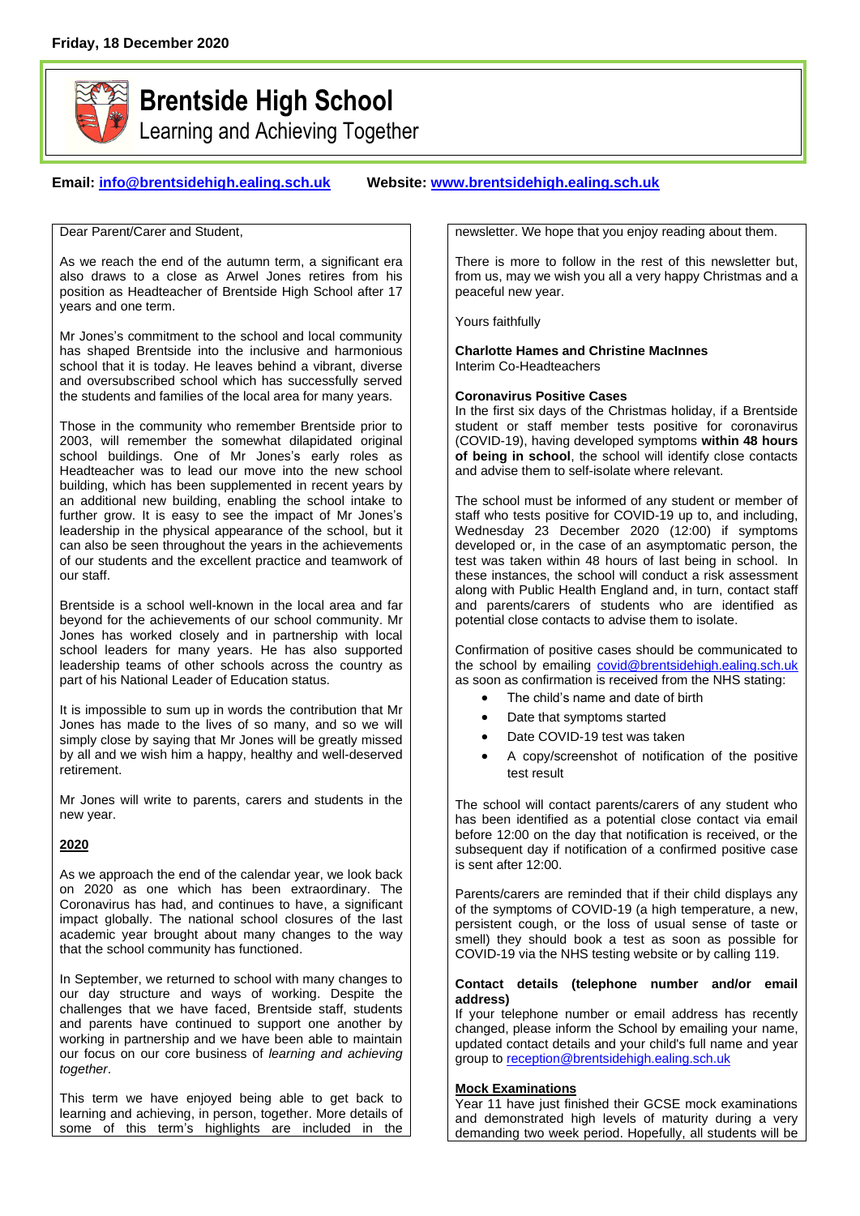**Friday, 18 December 2020**

# Brentside High School

Learning and Achieving Together

**Email: [info@brentsidehigh.ealing.sch.uk](mailto:info@brentsidehigh.ealing.sch.uk)** **Website: [www.brentsidehigh.ealing.sch.uk](http://www.brentsidehigh.ealing.sch.uk)**

Dear Parent/Carer and Student,

As we reach the end of the autumn term, a significant era also draws to a close as Arwel Jones retires from his position as Headteacher of Brentside High School after 17 years and one term.

Mr Jones's commitment to the school and local community has shaped Brentside into the inclusive and harmonious school that it is today. He leaves behind a vibrant, diverse and oversubscribed school which has successfully served the students and families of the local area for many years.

Those in the community who remember Brentside prior to 2003, will remember the somewhat dilapidated original school buildings. One of Mr Jones's early roles as Headteacher was to lead our move into the new school building, which has been supplemented in recent years by an additional new building, enabling the school intake to further grow. It is easy to see the impact of Mr Jones's leadership in the physical appearance of the school, but it can also be seen throughout the years in the achievements of our students and the excellent practice and teamwork of our staff.

Brentside is a school well-known in the local area and far beyond for the achievements of our school community. Mr Jones has worked closely and in partnership with local school leaders for many years. He has also supported leadership teams of other schools across the country as part of his National Leader of Education status.

It is impossible to sum up in words the contribution that Mr Jones has made to the lives of so many, and so we will simply close by saying that Mr Jones will be greatly missed by all and we wish him a happy, healthy and well-deserved retirement.

Mr Jones will write to parents, carers and students in the new year.

### 2020

As we approach the end of the calendar year, we look back on 2020 as one which has been extraordinary. The Coronavirus has had, and continues to have, a significant impact globally. The national school closures of the last academic year brought about many changes to the way that the school community has functioned.

In September, we returned to school with many changes to our day structure and ways of working. Despite the challenges that we have faced, Brentside staff, students and parents have continued to support one another by working in partnership and we have been able to maintain our focus on our core business of *learning and achieving together*.

This term we have enjoyed being able to get back to learning and achieving, in person, together. More details of some of this term's highlights are included in the newsletter. We hope that you enjoy reading about them.

There is more to follow in the rest of this newsletter but, from us, may we wish you all a very happy Christmas and a peaceful new year.

Yours faithfully

**Charlotte Hames and Christine MacInnes**
Interim Co-Headteachers

### Coronavirus Positive Cases

In the first six days of the Christmas holiday, if a Brentside student or staff member tests positive for coronavirus (COVID-19), having developed symptoms **within 48 hours of being in school**, the school will identify close contacts and advise them to self-isolate where relevant.

The school must be informed of any student or member of staff who tests positive for COVID-19 up to, and including, Wednesday 23 December 2020 (12:00) if symptoms developed or, in the case of an asymptomatic person, the test was taken within 48 hours of last being in school. In these instances, the school will conduct a risk assessment along with Public Health England and, in turn, contact staff and parents/carers of students who are identified as potential close contacts to advise them to isolate.

Confirmation of positive cases should be communicated to the school by emailing [covid@brentsidehigh.ealing.sch.uk](mailto:covid@brentsidehigh.ealing.sch.uk) as soon as confirmation is received from the NHS stating:

- The child's name and date of birth
- Date that symptoms started
- Date COVID-19 test was taken
- A copy/screenshot of notification of the positive test result

The school will contact parents/carers of any student who has been identified as a potential close contact via email before 12:00 on the day that notification is received, or the subsequent day if notification of a confirmed positive case is sent after 12:00.

Parents/carers are reminded that if their child displays any of the symptoms of COVID-19 (a high temperature, a new, persistent cough, or the loss of usual sense of taste or smell) they should book a test as soon as possible for COVID-19 via the NHS testing website or by calling 119.

### Contact details (telephone number and/or email address)

If your telephone number or email address has recently changed, please inform the School by emailing your name, updated contact details and your child's full name and year group to [reception@brentsidehigh.ealing.sch.uk](mailto:reception@brentsidehigh.ealing.sch.uk)

### Mock Examinations

Year 11 have just finished their GCSE mock examinations and demonstrated high levels of maturity during a very demanding two week period. Hopefully, all students will be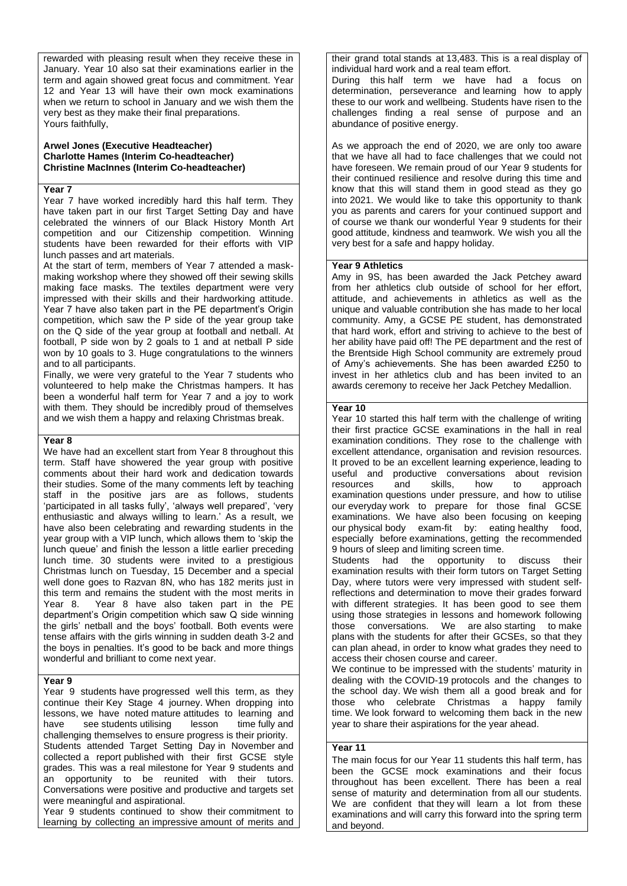rewarded with pleasing result when they receive these in January. Year 10 also sat their examinations earlier in the term and again showed great focus and commitment. Year 12 and Year 13 will have their own mock examinations when we return to school in January and we wish them the very best as they make their final preparations.

Yours faithfully,

**Arwel Jones (Executive Headteacher)**
**Charlotte Hames (Interim Co-headteacher)**
**Christine MacInnes (Interim Co-headteacher)**

## Year 7

Year 7 have worked incredibly hard this half term. They have taken part in our first Target Setting Day and have celebrated the winners of our Black History Month Art competition and our Citizenship competition. Winning students have been rewarded for their efforts with VIP lunch passes and art materials.

At the start of term, members of Year 7 attended a mask-making workshop where they showed off their sewing skills making face masks. The textiles department were very impressed with their skills and their hardworking attitude. Year 7 have also taken part in the PE department's Origin competition, which saw the P side of the year group take on the Q side of the year group at football and netball. At football, P side won by 2 goals to 1 and at netball P side won by 10 goals to 3. Huge congratulations to the winners and to all participants.

Finally, we were very grateful to the Year 7 students who volunteered to help make the Christmas hampers. It has been a wonderful half term for Year 7 and a joy to work with them. They should be incredibly proud of themselves and we wish them a happy and relaxing Christmas break.

## Year 8

We have had an excellent start from Year 8 throughout this term. Staff have showered the year group with positive comments about their hard work and dedication towards their studies. Some of the many comments left by teaching staff in the positive jars are as follows, students 'participated in all tasks fully', 'always well prepared', 'very enthusiastic and always willing to learn.' As a result, we have also been celebrating and rewarding students in the year group with a VIP lunch, which allows them to 'skip the lunch queue' and finish the lesson a little earlier preceding lunch time. 30 students were invited to a prestigious Christmas lunch on Tuesday, 15 December and a special well done goes to Razvan 8N, who has 182 merits just in this term and remains the student with the most merits in Year 8. Year 8 have also taken part in the PE department's Origin competition which saw Q side winning the girls' netball and the boys' football. Both events were tense affairs with the girls winning in sudden death 3-2 and the boys in penalties. It's good to be back and more things wonderful and brilliant to come next year.

## Year 9

Year 9 students have progressed well this term, as they continue their Key Stage 4 journey. When dropping into lessons, we have noted mature attitudes to learning and have see students utilising lesson time fully and challenging themselves to ensure progress is their priority.

Students attended Target Setting Day in November and collected a report published with their first GCSE style grades. This was a real milestone for Year 9 students and an opportunity to be reunited with their tutors. Conversations were positive and productive and targets set were meaningful and aspirational.

Year 9 students continued to show their commitment to learning by collecting an impressive amount of merits and their grand total stands at 13,483. This is a real display of individual hard work and a real team effort.

During this half term we have had a focus on determination, perseverance and learning how to apply these to our work and wellbeing. Students have risen to the challenges finding a real sense of purpose and an abundance of positive energy.

As we approach the end of 2020, we are only too aware that we have all had to face challenges that we could not have foreseen. We remain proud of our Year 9 students for their continued resilience and resolve during this time and know that this will stand them in good stead as they go into 2021. We would like to take this opportunity to thank you as parents and carers for your continued support and of course we thank our wonderful Year 9 students for their good attitude, kindness and teamwork. We wish you all the very best for a safe and happy holiday.

## Year 9 Athletics

Amy in 9S, has been awarded the Jack Petchey award from her athletics club outside of school for her effort, attitude, and achievements in athletics as well as the unique and valuable contribution she has made to her local community. Amy, a GCSE PE student, has demonstrated that hard work, effort and striving to achieve to the best of her ability have paid off! The PE department and the rest of the Brentside High School community are extremely proud of Amy's achievements. She has been awarded £250 to invest in her athletics club and has been invited to an awards ceremony to receive her Jack Petchey Medallion.

## Year 10

Year 10 started this half term with the challenge of writing their first practice GCSE examinations in the hall in real examination conditions. They rose to the challenge with excellent attendance, organisation and revision resources. It proved to be an excellent learning experience, leading to useful and productive conversations about revision resources and skills, how to approach examination questions under pressure, and how to utilise our everyday work to prepare for those final GCSE examinations. We have also been focusing on keeping our physical body exam-fit by: eating healthy food, especially before examinations, getting the recommended 9 hours of sleep and limiting screen time.

Students had the opportunity to discuss their examination results with their form tutors on Target Setting Day, where tutors were very impressed with student self-reflections and determination to move their grades forward with different strategies. It has been good to see them using those strategies in lessons and homework following those conversations. We are also starting to make plans with the students for after their GCSEs, so that they can plan ahead, in order to know what grades they need to access their chosen course and career.

We continue to be impressed with the students' maturity in dealing with the COVID-19 protocols and the changes to the school day. We wish them all a good break and for those who celebrate Christmas a happy family time. We look forward to welcoming them back in the new year to share their aspirations for the year ahead.

## Year 11

The main focus for our Year 11 students this half term, has been the GCSE mock examinations and their focus throughout has been excellent. There has been a real sense of maturity and determination from all our students. We are confident that they will learn a lot from these examinations and will carry this forward into the spring term and beyond.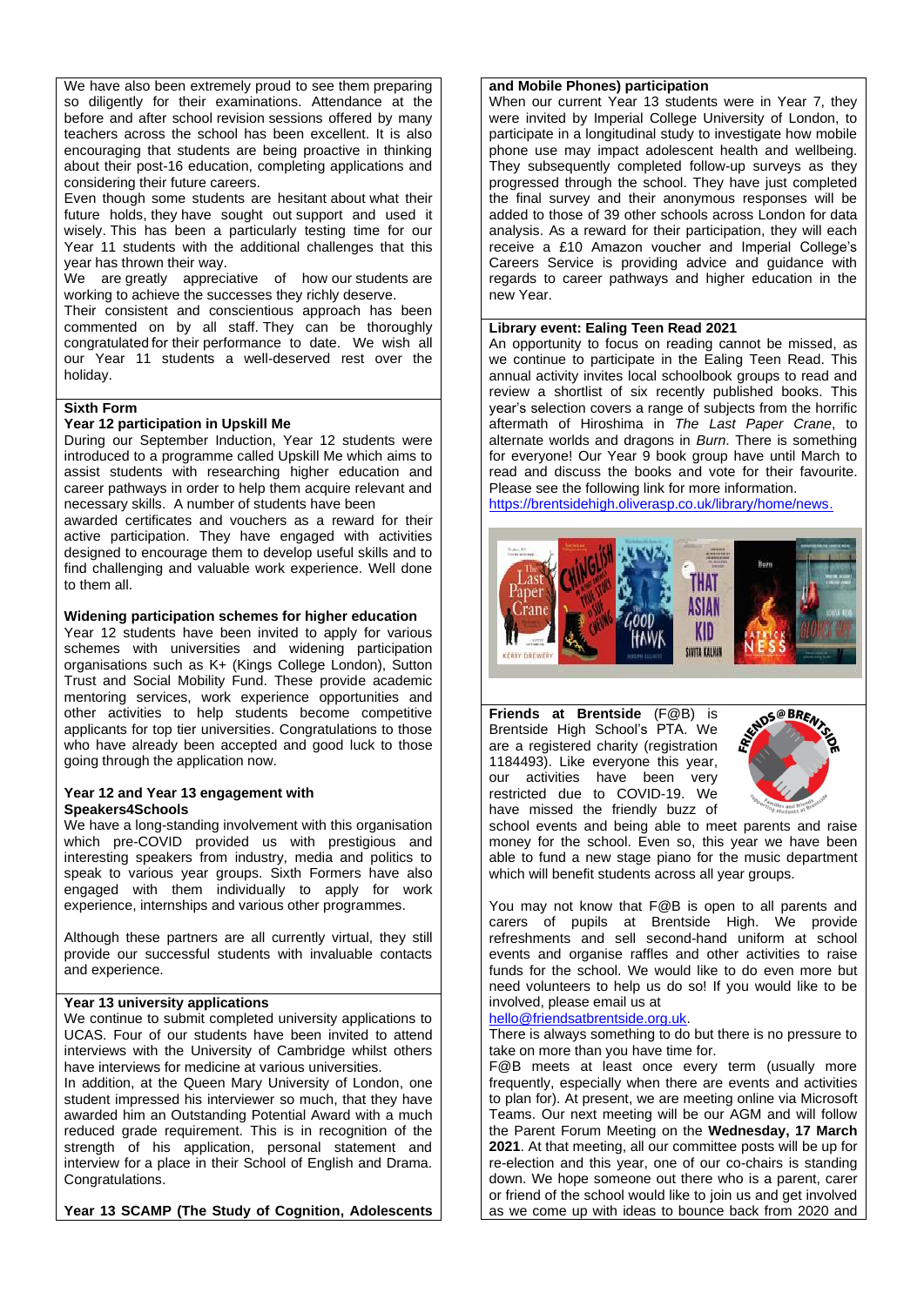We have also been extremely proud to see them preparing so diligently for their examinations. Attendance at the before and after school revision sessions offered by many teachers across the school has been excellent. It is also encouraging that students are being proactive in thinking about their post-16 education, completing applications and considering their future careers.

Even though some students are hesitant about what their future holds, they have sought out support and used it wisely. This has been a particularly testing time for our Year 11 students with the additional challenges that this year has thrown their way.

We are greatly appreciative of how our students are working to achieve the successes they richly deserve.

Their consistent and conscientious approach has been commented on by all staff. They can be thoroughly congratulated for their performance to date. We wish all our Year 11 students a well-deserved rest over the holiday.

## Sixth Form

### Year 12 participation in Upskill Me

During our September Induction, Year 12 students were introduced to a programme called Upskill Me which aims to assist students with researching higher education and career pathways in order to help them acquire relevant and necessary skills. A number of students have been awarded certificates and vouchers as a reward for their active participation. They have engaged with activities designed to encourage them to develop useful skills and to find challenging and valuable work experience. Well done to them all.

### Widening participation schemes for higher education

Year 12 students have been invited to apply for various schemes with universities and widening participation organisations such as K+ (Kings College London), Sutton Trust and Social Mobility Fund. These provide academic mentoring services, work experience opportunities and other activities to help students become competitive applicants for top tier universities. Congratulations to those who have already been accepted and good luck to those going through the application now.

### Year 12 and Year 13 engagement with Speakers4Schools

We have a long-standing involvement with this organisation which pre-COVID provided us with prestigious and interesting speakers from industry, media and politics to speak to various year groups. Sixth Formers have also engaged with them individually to apply for work experience, internships and various other programmes.

Although these partners are all currently virtual, they still provide our successful students with invaluable contacts and experience.

### Year 13 university applications

We continue to submit completed university applications to UCAS. Four of our students have been invited to attend interviews with the University of Cambridge whilst others have interviews for medicine at various universities.

In addition, at the Queen Mary University of London, one student impressed his interviewer so much, that they have awarded him an Outstanding Potential Award with a much reduced grade requirement. This is in recognition of the strength of his application, personal statement and interview for a place in their School of English and Drama. Congratulations.

### Year 13 SCAMP (The Study of Cognition, Adolescents and Mobile Phones) participation

When our current Year 13 students were in Year 7, they were invited by Imperial College University of London, to participate in a longitudinal study to investigate how mobile phone use may impact adolescent health and wellbeing. They subsequently completed follow-up surveys as they progressed through the school. They have just completed the final survey and their anonymous responses will be added to those of 39 other schools across London for data analysis. As a reward for their participation, they will each receive a £10 Amazon voucher and Imperial College's Careers Service is providing advice and guidance with regards to career pathways and higher education in the new Year.

### Library event: Ealing Teen Read 2021

An opportunity to focus on reading cannot be missed, as we continue to participate in the Ealing Teen Read. This annual activity invites local schoolbook groups to read and review a shortlist of six recently published books. This year's selection covers a range of subjects from the horrific aftermath of Hiroshima in *The Last Paper Crane*, to alternate worlds and dragons in *Burn*. There is something for everyone! Our Year 9 book group have until March to read and discuss the books and vote for their favourite. Please see the following link for more information.
https://brentsidehigh.oliverasp.co.uk/library/home/news.

**Friends at Brentside** (F@B) is Brentside High School's PTA. We are a registered charity (registration 1184493). Like everyone this year, our activities have been very restricted due to COVID-19. We have missed the friendly buzz of school events and being able to meet parents and raise money for the school. Even so, this year we have been able to fund a new stage piano for the music department which will benefit students across all year groups.

You may not know that F@B is open to all parents and carers of pupils at Brentside High. We provide refreshments and sell second-hand uniform at school events and organise raffles and other activities to raise funds for the school. We would like to do even more but need volunteers to help us do so! If you would like to be involved, please email us at
hello@friendsatbrentside.org.uk.

There is always something to do but there is no pressure to take on more than you have time for.

F@B meets at least once every term (usually more frequently, especially when there are events and activities to plan for). At present, we are meeting online via Microsoft Teams. Our next meeting will be our AGM and will follow the Parent Forum Meeting on the **Wednesday, 17 March 2021**. At that meeting, all our committee posts will be up for re-election and this year, one of our co-chairs is standing down. We hope someone out there who is a parent, carer or friend of the school would like to join us and get involved as we come up with ideas to bounce back from 2020 and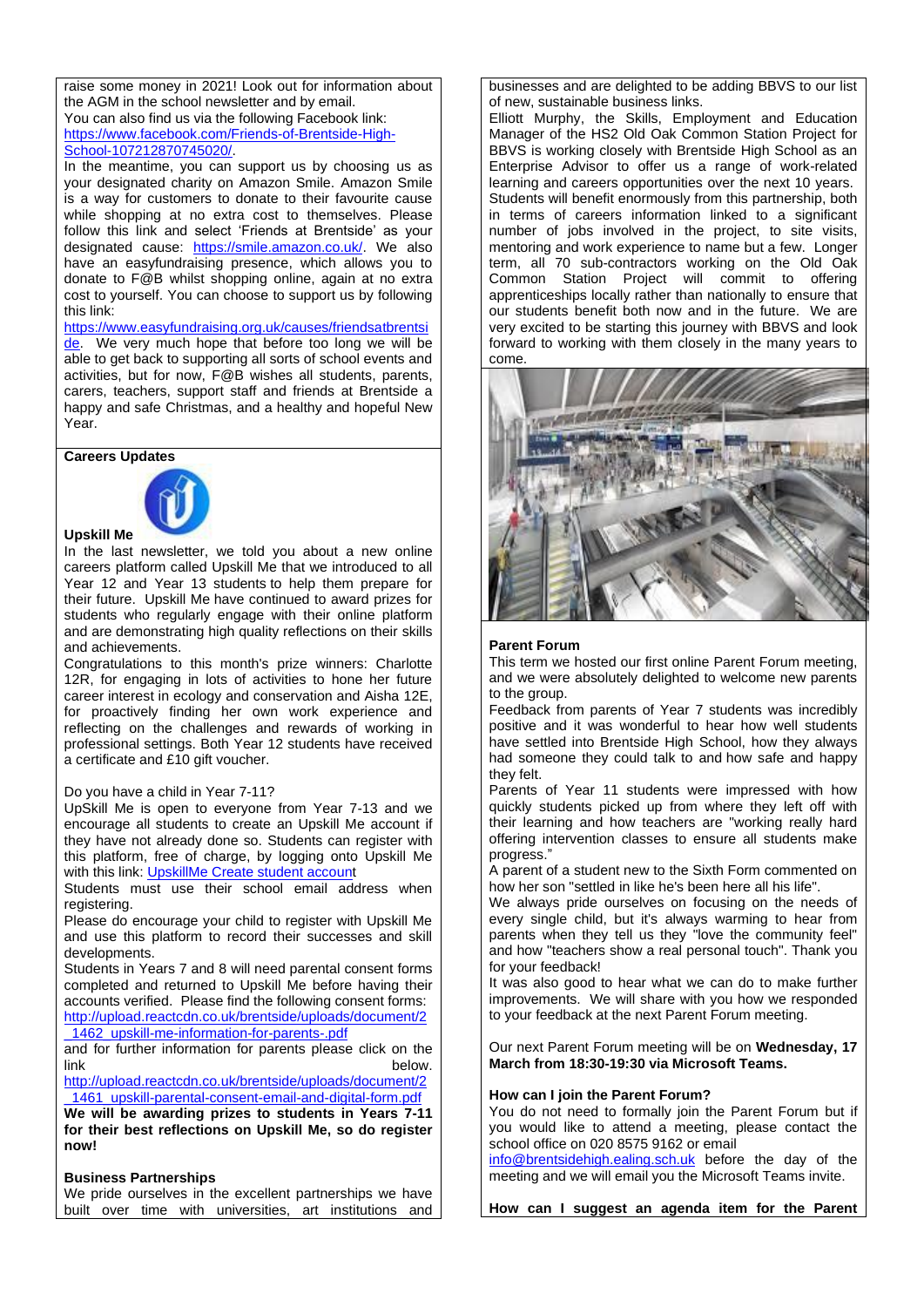raise some money in 2021! Look out for information about the AGM in the school newsletter and by email.

You can also find us via the following Facebook link: https://www.facebook.com/Friends-of-Brentside-High-School-107212870745020/.

In the meantime, you can support us by choosing us as your designated charity on Amazon Smile. Amazon Smile is a way for customers to donate to their favourite cause while shopping at no extra cost to themselves. Please follow this link and select 'Friends at Brentside' as your designated cause: https://smile.amazon.co.uk/. We also have an easyfundraising presence, which allows you to donate to F@B whilst shopping online, again at no extra cost to yourself. You can choose to support us by following this link:

https://www.easyfundraising.org.uk/causes/friendsatbrentside. We very much hope that before too long we will be able to get back to supporting all sorts of school events and activities, but for now, F@B wishes all students, parents, carers, teachers, support staff and friends at Brentside a happy and safe Christmas, and a healthy and hopeful New Year.

## Careers Updates

### Upskill Me

In the last newsletter, we told you about a new online careers platform called Upskill Me that we introduced to all Year 12 and Year 13 students to help them prepare for their future. Upskill Me have continued to award prizes for students who regularly engage with their online platform and are demonstrating high quality reflections on their skills and achievements.

Congratulations to this month's prize winners: Charlotte 12R, for engaging in lots of activities to hone her future career interest in ecology and conservation and Aisha 12E, for proactively finding her own work experience and reflecting on the challenges and rewards of working in professional settings. Both Year 12 students have received a certificate and £10 gift voucher.

Do you have a child in Year 7-11?

UpSkill Me is open to everyone from Year 7-13 and we encourage all students to create an Upskill Me account if they have not already done so. Students can register with this platform, free of charge, by logging onto Upskill Me with this link: UpskillMe Create student account

Students must use their school email address when registering.

Please do encourage your child to register with Upskill Me and use this platform to record their successes and skill developments.

Students in Years 7 and 8 will need parental consent forms completed and returned to Upskill Me before having their accounts verified. Please find the following consent forms: http://upload.reactcdn.co.uk/brentside/uploads/document/2_1462_upskill-me-information-for-parents-.pdf

and for further information for parents please click on the link below. http://upload.reactcdn.co.uk/brentside/uploads/document/2_1461_upskill-parental-consent-email-and-digital-form.pdf

**We will be awarding prizes to students in Years 7-11 for their best reflections on Upskill Me, so do register now!**

### Business Partnerships

We pride ourselves in the excellent partnerships we have built over time with universities, art institutions and businesses and are delighted to be adding BBVS to our list of new, sustainable business links.

Elliott Murphy, the Skills, Employment and Education Manager of the HS2 Old Oak Common Station Project for BBVS is working closely with Brentside High School as an Enterprise Advisor to offer us a range of work-related learning and careers opportunities over the next 10 years. Students will benefit enormously from this partnership, both in terms of careers information linked to a significant number of jobs involved in the project, to site visits, mentoring and work experience to name but a few. Longer term, all 70 sub-contractors working on the Old Oak Common Station Project will commit to offering apprenticeships locally rather than nationally to ensure that our students benefit both now and in the future. We are very excited to be starting this journey with BBVS and look forward to working with them closely in the many years to come.

## Parent Forum

This term we hosted our first online Parent Forum meeting, and we were absolutely delighted to welcome new parents to the group.

Feedback from parents of Year 7 students was incredibly positive and it was wonderful to hear how well students have settled into Brentside High School, how they always had someone they could talk to and how safe and happy they felt.

Parents of Year 11 students were impressed with how quickly students picked up from where they left off with their learning and how teachers are "working really hard offering intervention classes to ensure all students make progress."

A parent of a student new to the Sixth Form commented on how her son "settled in like he's been here all his life".

We always pride ourselves on focusing on the needs of every single child, but it's always warming to hear from parents when they tell us they "love the community feel" and how "teachers show a real personal touch". Thank you for your feedback!

It was also good to hear what we can do to make further improvements. We will share with you how we responded to your feedback at the next Parent Forum meeting.

Our next Parent Forum meeting will be on **Wednesday, 17 March from 18:30-19:30 via Microsoft Teams.**

### How can I join the Parent Forum?

You do not need to formally join the Parent Forum but if you would like to attend a meeting, please contact the school office on 020 8575 9162 or email info@brentsidehigh.ealing.sch.uk before the day of the meeting and we will email you the Microsoft Teams invite.

### How can I suggest an agenda item for the Parent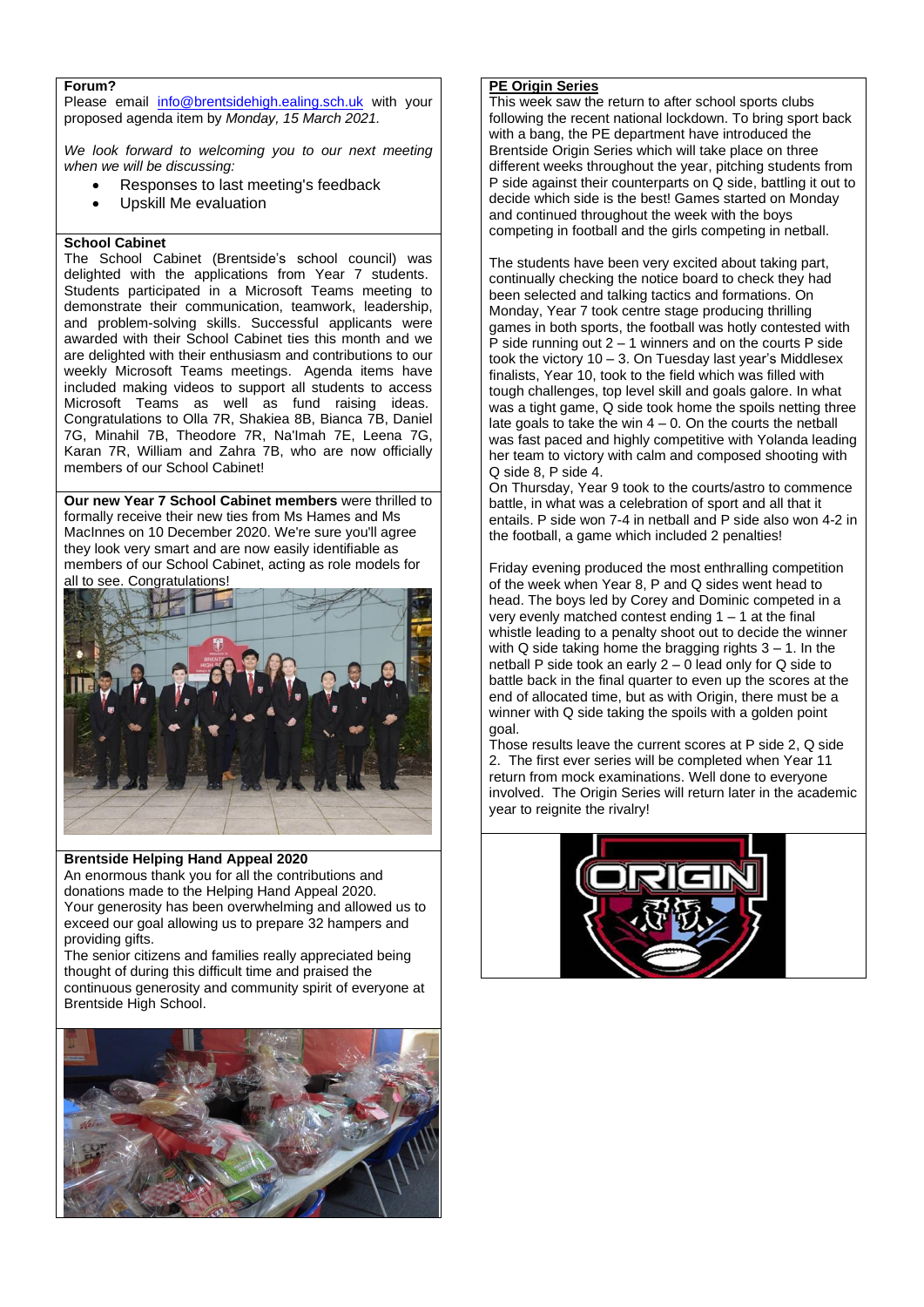**Forum?**

Please email info@brentsidehigh.ealing.sch.uk with your proposed agenda item by *Monday, 15 March 2021.*

*We look forward to welcoming you to our next meeting when we will be discussing:*

- Responses to last meeting's feedback
- Upskill Me evaluation

**School Cabinet**

The School Cabinet (Brentside's school council) was delighted with the applications from Year 7 students. Students participated in a Microsoft Teams meeting to demonstrate their communication, teamwork, leadership, and problem-solving skills. Successful applicants were awarded with their School Cabinet ties this month and we are delighted with their enthusiasm and contributions to our weekly Microsoft Teams meetings. Agenda items have included making videos to support all students to access Microsoft Teams as well as fund raising ideas. Congratulations to Olla 7R, Shakiea 8B, Bianca 7B, Daniel 7G, Minahil 7B, Theodore 7R, Na'Imah 7E, Leena 7G, Karan 7R, William and Zahra 7B, who are now officially members of our School Cabinet!

**Our new Year 7 School Cabinet members** were thrilled to formally receive their new ties from Ms Hames and Ms MacInnes on 10 December 2020. We're sure you'll agree they look very smart and are now easily identifiable as members of our School Cabinet, acting as role models for all to see. Congratulations!

**Brentside Helping Hand Appeal 2020**

An enormous thank you for all the contributions and donations made to the Helping Hand Appeal 2020. Your generosity has been overwhelming and allowed us to exceed our goal allowing us to prepare 32 hampers and providing gifts.

The senior citizens and families really appreciated being thought of during this difficult time and praised the continuous generosity and community spirit of everyone at Brentside High School.

**PE Origin Series**

This week saw the return to after school sports clubs following the recent national lockdown. To bring sport back with a bang, the PE department have introduced the Brentside Origin Series which will take place on three different weeks throughout the year, pitching students from P side against their counterparts on Q side, battling it out to decide which side is the best! Games started on Monday and continued throughout the week with the boys competing in football and the girls competing in netball.

The students have been very excited about taking part, continually checking the notice board to check they had been selected and talking tactics and formations. On Monday, Year 7 took centre stage producing thrilling games in both sports, the football was hotly contested with P side running out 2 – 1 winners and on the courts P side took the victory 10 – 3. On Tuesday last year's Middlesex finalists, Year 10, took to the field which was filled with tough challenges, top level skill and goals galore. In what was a tight game, Q side took home the spoils netting three late goals to take the win 4 – 0. On the courts the netball was fast paced and highly competitive with Yolanda leading her team to victory with calm and composed shooting with Q side 8, P side 4.

On Thursday, Year 9 took to the courts/astro to commence battle, in what was a celebration of sport and all that it entails. P side won 7-4 in netball and P side also won 4-2 in the football, a game which included 2 penalties!

Friday evening produced the most enthralling competition of the week when Year 8, P and Q sides went head to head. The boys led by Corey and Dominic competed in a very evenly matched contest ending 1 – 1 at the final whistle leading to a penalty shoot out to decide the winner with Q side taking home the bragging rights 3 – 1. In the netball P side took an early 2 – 0 lead only for Q side to battle back in the final quarter to even up the scores at the end of allocated time, but as with Origin, there must be a winner with Q side taking the spoils with a golden point goal.

Those results leave the current scores at P side 2, Q side 2. The first ever series will be completed when Year 11 return from mock examinations. Well done to everyone involved. The Origin Series will return later in the academic year to reignite the rivalry!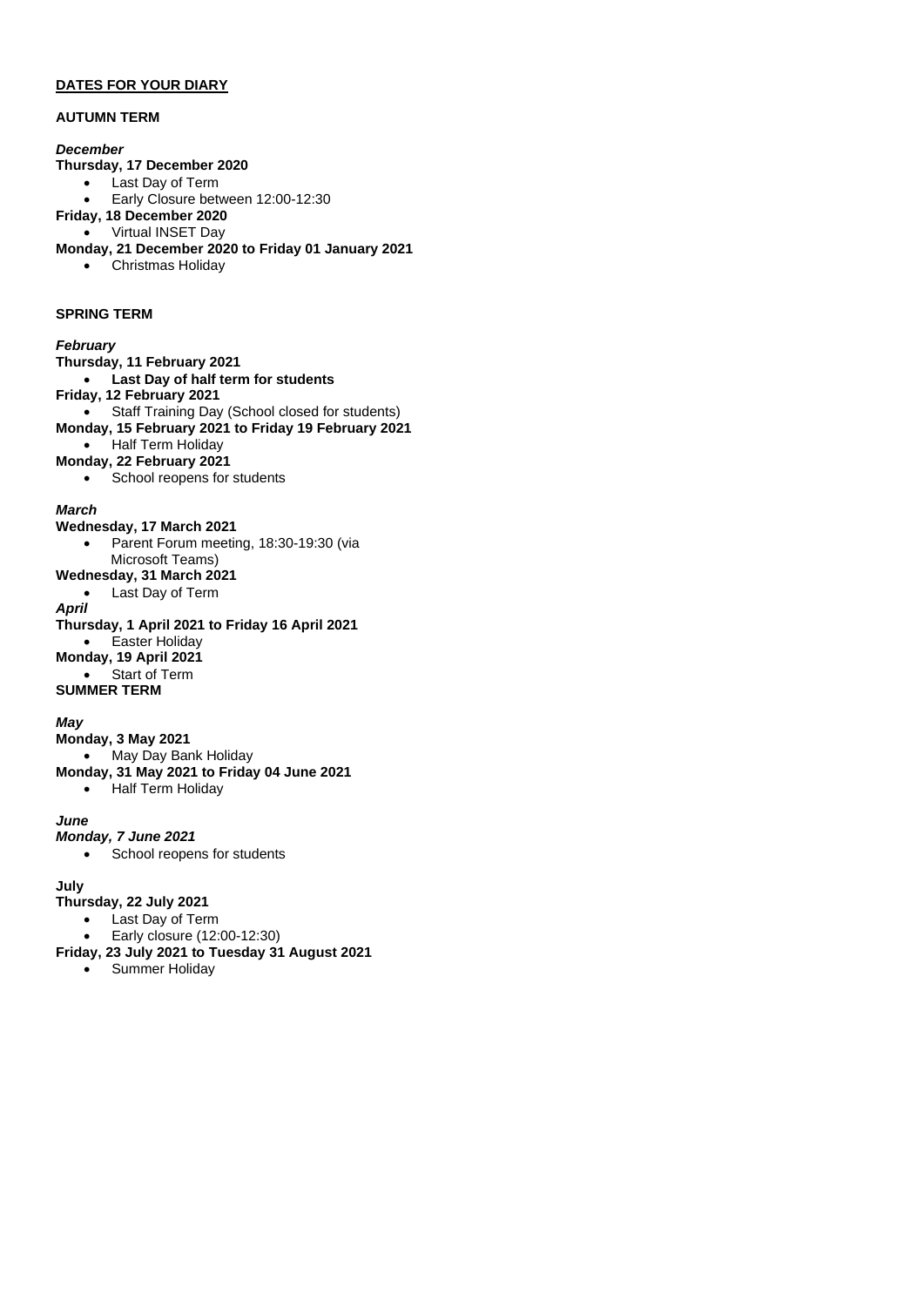**DATES FOR YOUR DIARY**

**AUTUMN TERM**

***December***

**Thursday, 17 December 2020**

- Last Day of Term
- Early Closure between 12:00-12:30

**Friday, 18 December 2020**

- Virtual INSET Day

**Monday, 21 December 2020 to Friday 01 January 2021**

- Christmas Holiday

**SPRING TERM**

***February***

**Thursday, 11 February 2021**

- **Last Day of half term for students**

**Friday, 12 February 2021**

- Staff Training Day (School closed for students)

**Monday, 15 February 2021 to Friday 19 February 2021**

- Half Term Holiday

**Monday, 22 February 2021**

- School reopens for students

***March***

**Wednesday, 17 March 2021**

- Parent Forum meeting, 18:30-19:30 (via Microsoft Teams)

**Wednesday, 31 March 2021**

- Last Day of Term

***April***

**Thursday, 1 April 2021 to Friday 16 April 2021**

- Easter Holiday

**Monday, 19 April 2021**

- Start of Term

**SUMMER TERM**

***May***

**Monday, 3 May 2021**

- May Day Bank Holiday

**Monday, 31 May 2021 to Friday 04 June 2021**

- Half Term Holiday

***June***

***Monday, 7 June 2021***

- School reopens for students

**July**

**Thursday, 22 July 2021**

- Last Day of Term
- Early closure (12:00-12:30)

**Friday, 23 July 2021 to Tuesday 31 August 2021**

- Summer Holiday